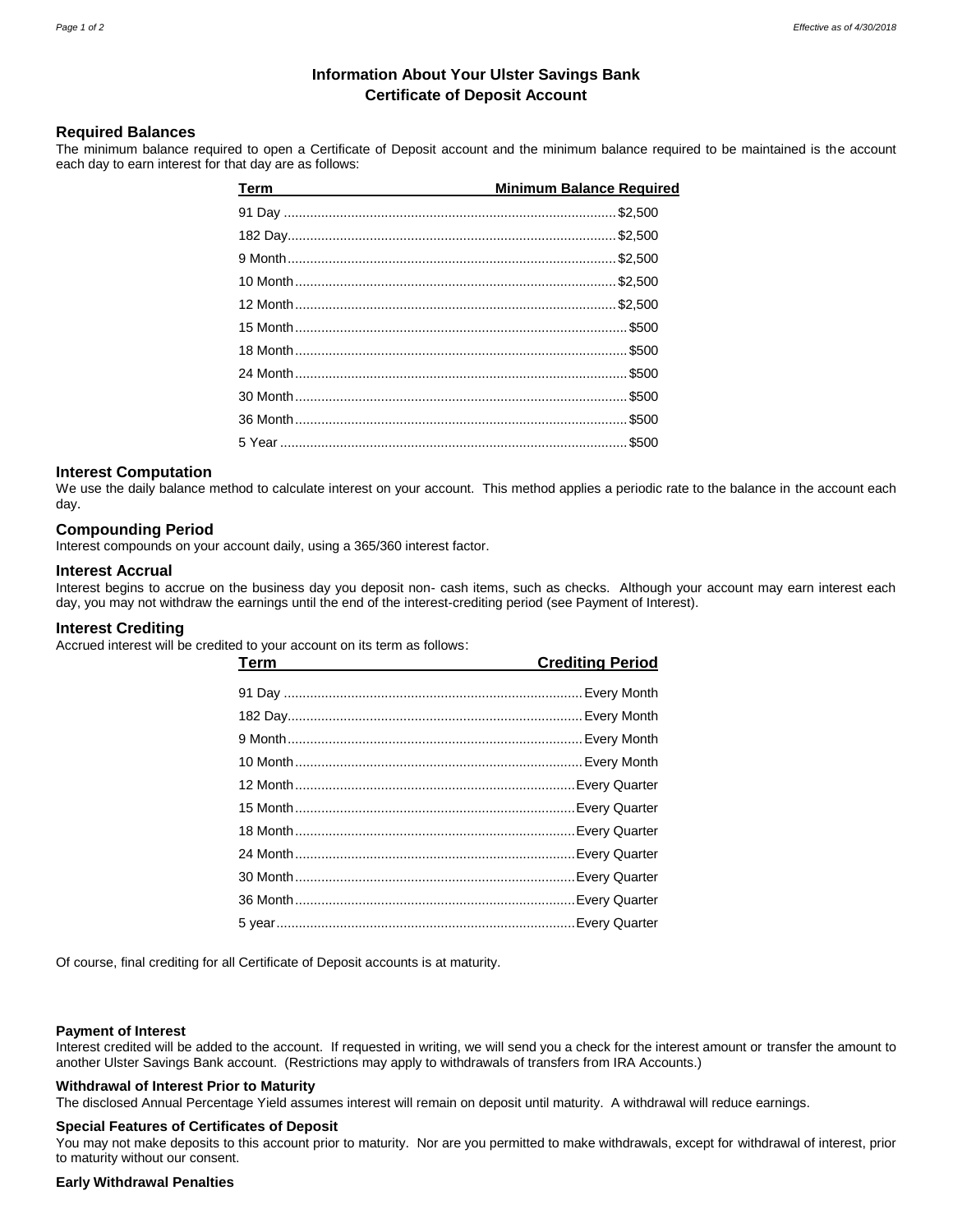# Information About Your Ulster Savings Bank Certificate of Deposit Account

## Required Balances

The minimum balance required to open a Certificate of Deposit account and the minimum balance required to be maintained is the account each day to earn interest for that day are as follows:

| Term | Minimum Balance Required |
|---|---|
| 91 Day | $2,500 |
| 182 Day | $2,500 |
| 9 Month | $2,500 |
| 10 Month | $2,500 |
| 12 Month | $2,500 |
| 15 Month | $500 |
| 18 Month | $500 |
| 24 Month | $500 |
| 30 Month | $500 |
| 36 Month | $500 |
| 5 Year | $500 |

## Interest Computation

We use the daily balance method to calculate interest on your account. This method applies a periodic rate to the balance in the account each day.

## Compounding Period

Interest compounds on your account daily, using a 365/360 interest factor.

## Interest Accrual

Interest begins to accrue on the business day you deposit non- cash items, such as checks. Although your account may earn interest each day, you may not withdraw the earnings until the end of the interest-crediting period (see Payment of Interest).

## Interest Crediting

Accrued interest will be credited to your account on its term as follows:

| Term | Crediting Period |
|---|---|
| 91 Day | Every Month |
| 182 Day | Every Month |
| 9 Month | Every Month |
| 10 Month | Every Month |
| 12 Month | Every Quarter |
| 15 Month | Every Quarter |
| 18 Month | Every Quarter |
| 24 Month | Every Quarter |
| 30 Month | Every Quarter |
| 36 Month | Every Quarter |
| 5 year | Every Quarter |

Of course, final crediting for all Certificate of Deposit accounts is at maturity.

### Payment of Interest

Interest credited will be added to the account. If requested in writing, we will send you a check for the interest amount or transfer the amount to another Ulster Savings Bank account. (Restrictions may apply to withdrawals of transfers from IRA Accounts.)

### Withdrawal of Interest Prior to Maturity

The disclosed Annual Percentage Yield assumes interest will remain on deposit until maturity. A withdrawal will reduce earnings.

### Special Features of Certificates of Deposit

You may not make deposits to this account prior to maturity. Nor are you permitted to make withdrawals, except for withdrawal of interest, prior to maturity without our consent.

### Early Withdrawal Penalties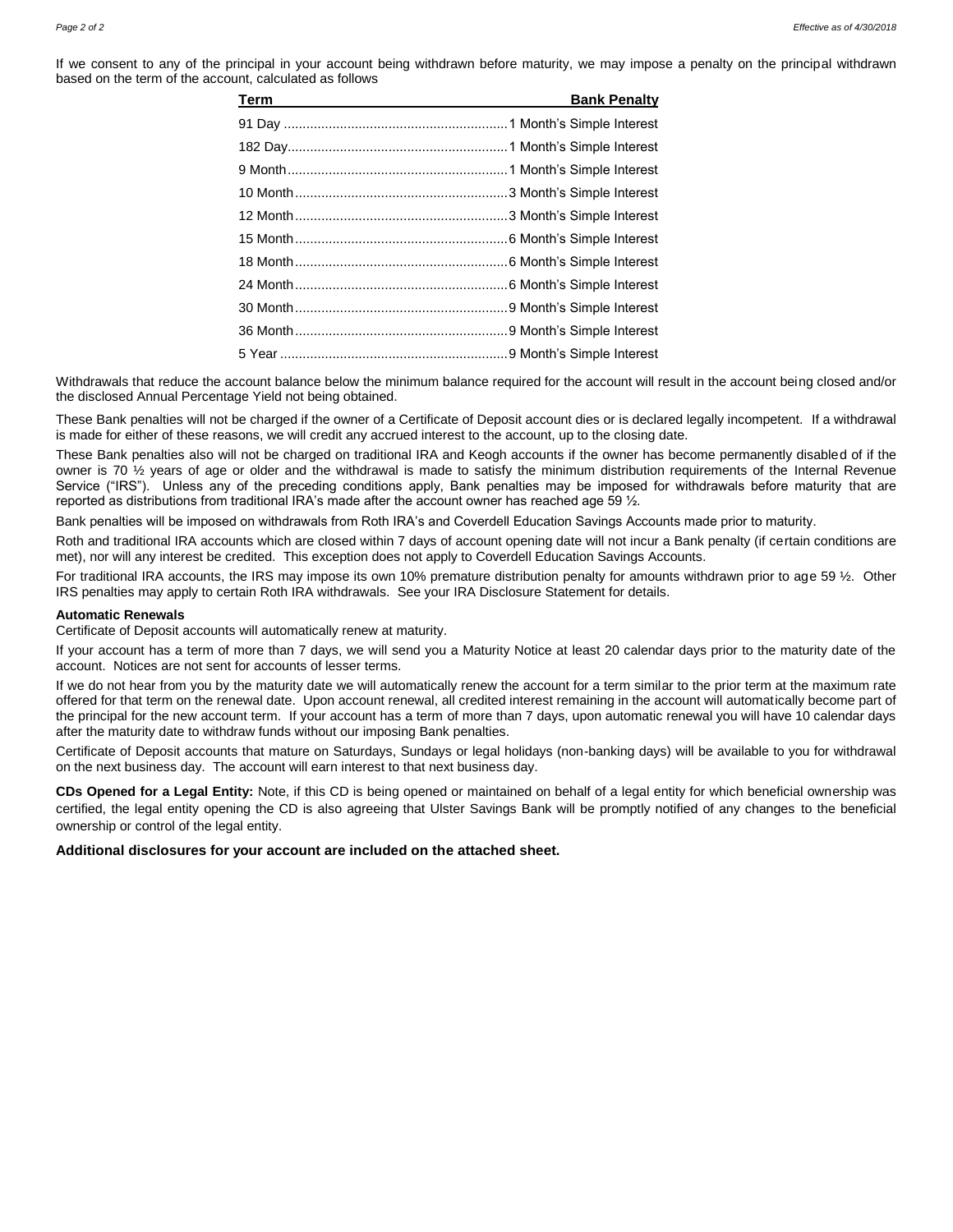If we consent to any of the principal in your account being withdrawn before maturity, we may impose a penalty on the principal withdrawn based on the term of the account, calculated as follows

| Term | Bank Penalty |
| --- | --- |
| 91 Day | 1 Month's Simple Interest |
| 182 Day | 1 Month's Simple Interest |
| 9 Month | 1 Month's Simple Interest |
| 10 Month | 3 Month's Simple Interest |
| 12 Month | 3 Month's Simple Interest |
| 15 Month | 6 Month's Simple Interest |
| 18 Month | 6 Month's Simple Interest |
| 24 Month | 6 Month's Simple Interest |
| 30 Month | 9 Month's Simple Interest |
| 36 Month | 9 Month's Simple Interest |
| 5 Year | 9 Month's Simple Interest |

Withdrawals that reduce the account balance below the minimum balance required for the account will result in the account being closed and/or the disclosed Annual Percentage Yield not being obtained.

These Bank penalties will not be charged if the owner of a Certificate of Deposit account dies or is declared legally incompetent. If a withdrawal is made for either of these reasons, we will credit any accrued interest to the account, up to the closing date.

These Bank penalties also will not be charged on traditional IRA and Keogh accounts if the owner has become permanently disabled of if the owner is 70 ½ years of age or older and the withdrawal is made to satisfy the minimum distribution requirements of the Internal Revenue Service ("IRS"). Unless any of the preceding conditions apply, Bank penalties may be imposed for withdrawals before maturity that are reported as distributions from traditional IRA's made after the account owner has reached age 59 ½.

Bank penalties will be imposed on withdrawals from Roth IRA's and Coverdell Education Savings Accounts made prior to maturity.

Roth and traditional IRA accounts which are closed within 7 days of account opening date will not incur a Bank penalty (if certain conditions are met), nor will any interest be credited. This exception does not apply to Coverdell Education Savings Accounts.

For traditional IRA accounts, the IRS may impose its own 10% premature distribution penalty for amounts withdrawn prior to age 59 ½. Other IRS penalties may apply to certain Roth IRA withdrawals. See your IRA Disclosure Statement for details.

**Automatic Renewals**

Certificate of Deposit accounts will automatically renew at maturity.

If your account has a term of more than 7 days, we will send you a Maturity Notice at least 20 calendar days prior to the maturity date of the account. Notices are not sent for accounts of lesser terms.

If we do not hear from you by the maturity date we will automatically renew the account for a term similar to the prior term at the maximum rate offered for that term on the renewal date. Upon account renewal, all credited interest remaining in the account will automatically become part of the principal for the new account term. If your account has a term of more than 7 days, upon automatic renewal you will have 10 calendar days after the maturity date to withdraw funds without our imposing Bank penalties.

Certificate of Deposit accounts that mature on Saturdays, Sundays or legal holidays (non-banking days) will be available to you for withdrawal on the next business day. The account will earn interest to that next business day.

**CDs Opened for a Legal Entity:** Note, if this CD is being opened or maintained on behalf of a legal entity for which beneficial ownership was certified, the legal entity opening the CD is also agreeing that Ulster Savings Bank will be promptly notified of any changes to the beneficial ownership or control of the legal entity.

**Additional disclosures for your account are included on the attached sheet.**